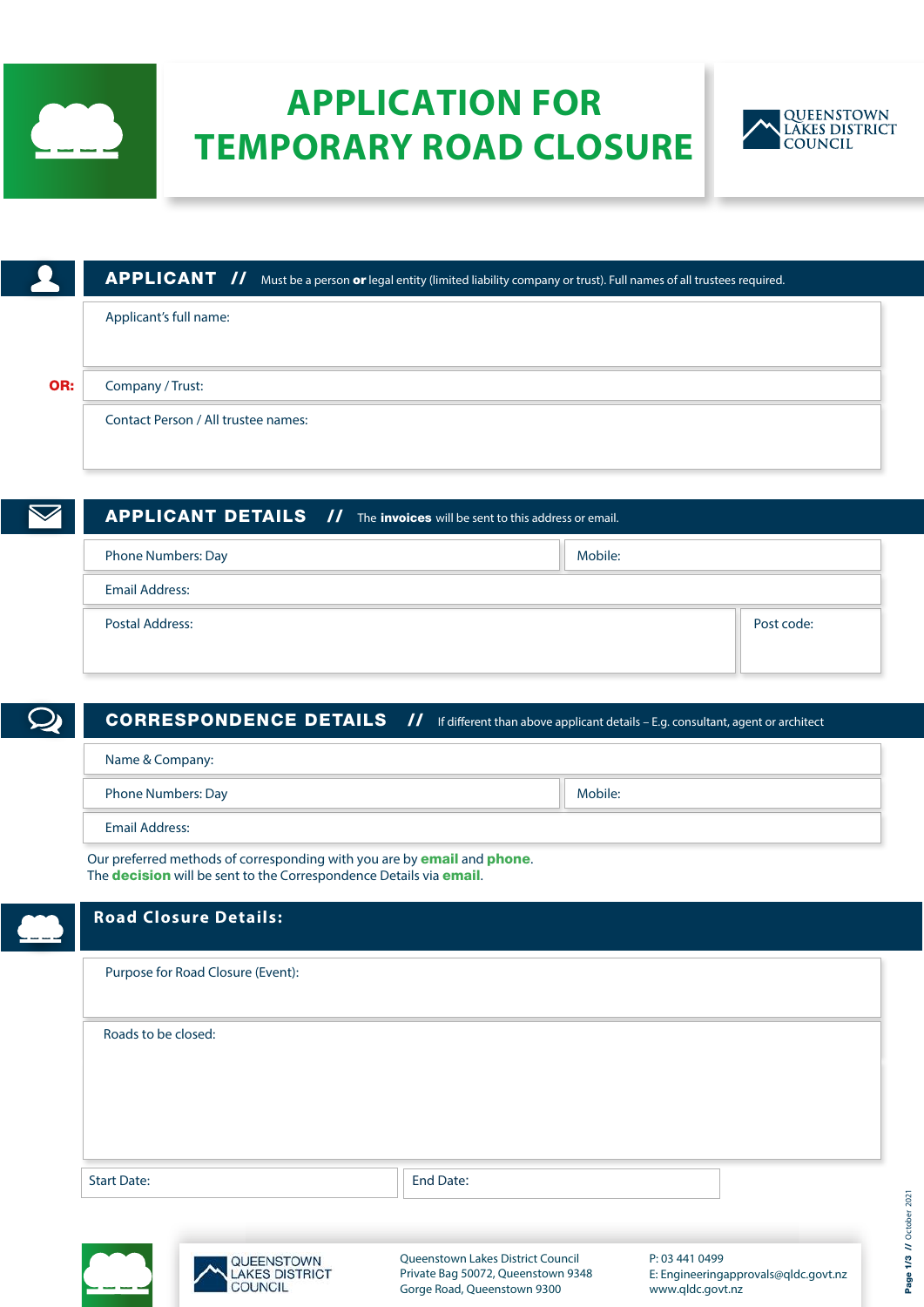# APPLICATION FOR TEMPORARY ROAD CLOSURE

QUEENSTOWN LAKES DISTRICT COUNCIL

## APPLICANT // Must be a person **or** legal entity (limited liability company or trust). Full names of all trustees required.

Applicant's full name:

**OR:** Company / Trust:

Contact Person / All trustee names:

## APPLICANT DETAILS // The **invoices** will be sent to this address or email.

| Phone Numbers: Day | Mobile: |
|---|---|

Email Address:

| Postal Address: | Post code: |
|---|---|

## CORRESPONDENCE DETAILS // If different than above applicant details – E.g. consultant, agent or architect

Name & Company:

| Phone Numbers: Day | Mobile: |
|---|---|

Email Address:

Our preferred methods of corresponding with you are by **email** and **phone**.
The **decision** will be sent to the Correspondence Details via **email**.

## Road Closure Details:

Purpose for Road Closure (Event):

Roads to be closed:

| Start Date: | End Date: |
|---|---|

QUEENSTOWN LAKES DISTRICT COUNCIL

Queenstown Lakes District Council
Private Bag 50072, Queenstown 9348
Gorge Road, Queenstown 9300

P: 03 441 0499
E: Engineeringapprovals@qldc.govt.nz
www.qldc.govt.nz

October 2021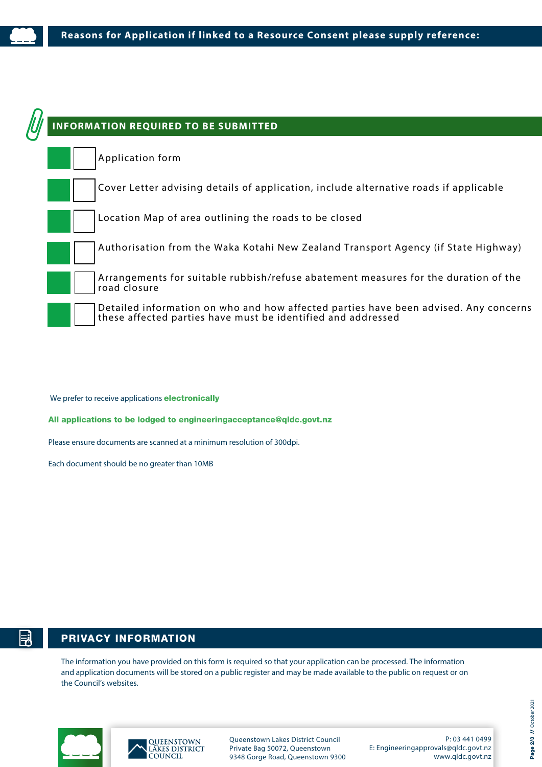## Reasons for Application if linked to a Resource Consent please supply reference:

## INFORMATION REQUIRED TO BE SUBMITTED

- [ ] Application form
- [ ] Cover Letter advising details of application, include alternative roads if applicable
- [ ] Location Map of area outlining the roads to be closed
- [ ] Authorisation from the Waka Kotahi New Zealand Transport Agency (if State Highway)
- [ ] Arrangements for suitable rubbish/refuse abatement measures for the duration of the road closure
- [ ] Detailed information on who and how affected parties have been advised. Any concerns these affected parties have must be identified and addressed

We prefer to receive applications **electronically**

**All applications to be lodged to engineeringacceptance@qldc.govt.nz**

Please ensure documents are scanned at a minimum resolution of 300dpi.

Each document should be no greater than 10MB

## PRIVACY INFORMATION

The information you have provided on this form is required so that your application can be processed. The information and application documents will be stored on a public register and may be made available to the public on request or on the Council's websites.

Queenstown Lakes District Council
Private Bag 50072, Queenstown
9348 Gorge Road, Queenstown 9300

P: 03 441 0499
E: Engineeringapprovals@qldc.govt.nz
www.qldc.govt.nz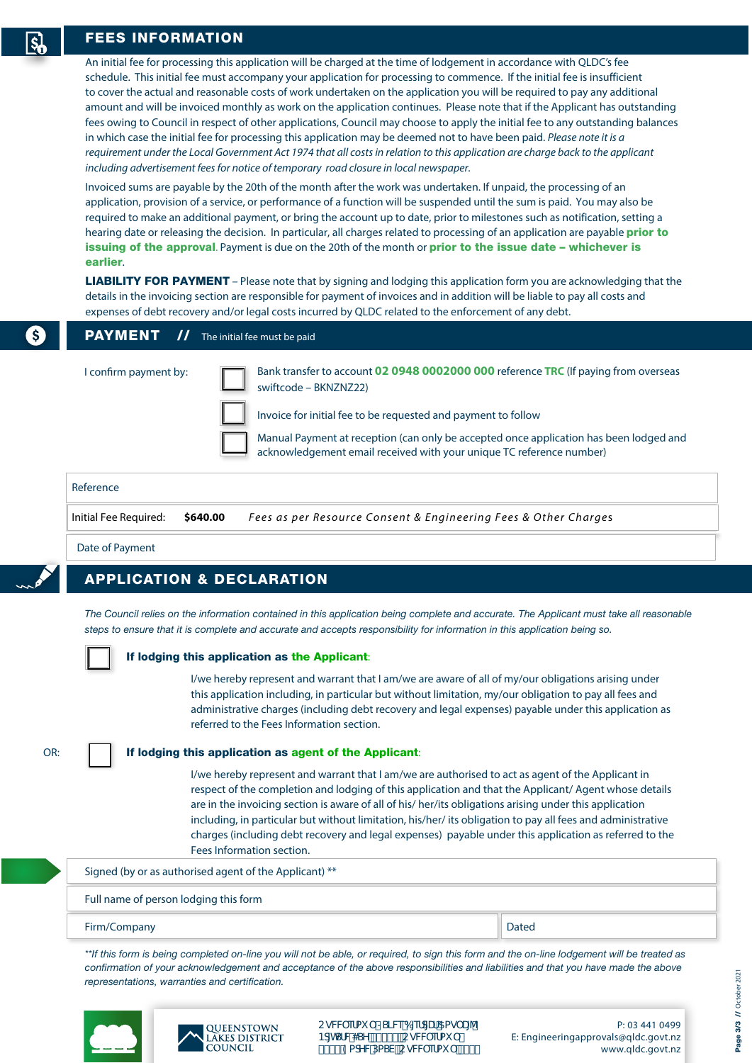## FEES INFORMATION

An initial fee for processing this application will be charged at the time of lodgement in accordance with QLDC's fee schedule. This initial fee must accompany your application for processing to commence. If the initial fee is insufficient to cover the actual and reasonable costs of work undertaken on the application you will be required to pay any additional amount and will be invoiced monthly as work on the application continues. Please note that if the Applicant has outstanding fees owing to Council in respect of other applications, Council may choose to apply the initial fee to any outstanding balances in which case the initial fee for processing this application may be deemed not to have been paid. *Please note it is a requirement under the Local Government Act 1974 that all costs in relation to this application are charge back to the applicant including advertisement fees for notice of temporary road closure in local newspaper.*

Invoiced sums are payable by the 20th of the month after the work was undertaken. If unpaid, the processing of an application, provision of a service, or performance of a function will be suspended until the sum is paid. You may also be required to make an additional payment, or bring the account up to date, prior to milestones such as notification, setting a hearing date or releasing the decision. In particular, all charges related to processing of an application are payable **prior to issuing of the approval**. Payment is due on the 20th of the month or **prior to the issue date – whichever is earlier**.

**LIABILITY FOR PAYMENT** – Please note that by signing and lodging this application form you are acknowledging that the details in the invoicing section are responsible for payment of invoices and in addition will be liable to pay all costs and expenses of debt recovery and/or legal costs incurred by QLDC related to the enforcement of any debt.

## PAYMENT // The initial fee must be paid

I confirm payment by:

- ☐ Bank transfer to account **02 0948 0002000 000** reference **TRC** (If paying from overseas swiftcode – BKNZNZ22)
- ☐ Invoice for initial fee to be requested and payment to follow
- ☐ Manual Payment at reception (can only be accepted once application has been lodged and acknowledgement email received with your unique TC reference number)

Reference

Initial Fee Required: **$640.00** *Fees as per Resource Consent & Engineering Fees & Other Charges*

Date of Payment

## APPLICATION & DECLARATION

*The Council relies on the information contained in this application being complete and accurate. The Applicant must take all reasonable steps to ensure that it is complete and accurate and accepts responsibility for information in this application being so.*

☐ **If lodging this application as the Applicant:**

I/we hereby represent and warrant that I am/we are aware of all of my/our obligations arising under this application including, in particular but without limitation, my/our obligation to pay all fees and administrative charges (including debt recovery and legal expenses) payable under this application as referred to the Fees Information section.

OR: ☐ **If lodging this application as agent of the Applicant:**

I/we hereby represent and warrant that I am/we are authorised to act as agent of the Applicant in respect of the completion and lodging of this application and that the Applicant/ Agent whose details are in the invoicing section is aware of all of his/ her/its obligations arising under this application including, in particular but without limitation, his/her/ its obligation to pay all fees and administrative charges (including debt recovery and legal expenses) payable under this application as referred to the Fees Information section.

Signed (by or as authorised agent of the Applicant) **

Full name of person lodging this form

Firm/Company

Dated

*\*\*If this form is being completed on-line you will not be able, or required, to sign this form and the on-line lodgement will be treated as confirmation of your acknowledgement and acceptance of the above responsibilities and liabilities and that you have made the above representations, warranties and certification.*

QUEENSTOWN LAKES DISTRICT COUNCIL

P: 03 441 0499
E: Engineeringapprovals@qldc.govt.nz
www.qldc.govt.nz